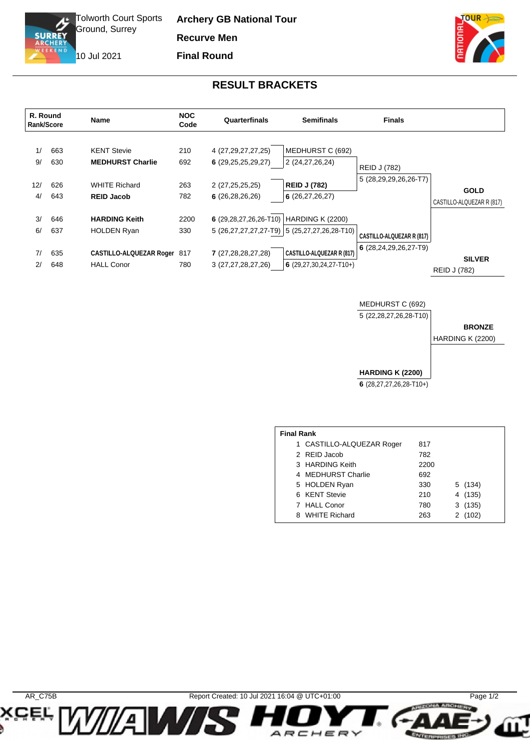Tolworth Court Sports Ground, Surrey

10 Jul 2021

**Archery GB National Tour**

**Recurve Men**

**Final Round**

## RESULT BRACKETS

| R. Round Rank/Score | | Name | NOC Code | Quarterfinals | Semifinals | Finals | |
|---|---|---|---|---|---|---|---|
| 1/ | 663 | KENT Stevie | 210 | 4 (27,29,27,27,25) | MEDHURST C (692) | | |
| 9/ | 630 | **MEDHURST Charlie** | 692 | **6** (29,25,25,29,27) | 2 (24,27,26,24) | REID J (782) | |
| | | | | | | 5 (28,29,29,26,26-T7) | **GOLD** |
| 12/ | 626 | WHITE Richard | 263 | 2 (27,25,25,25) | **REID J (782)** | | CASTILLO-ALQUEZAR R (817) |
| 4/ | 643 | **REID Jacob** | 782 | **6** (26,28,26,26) | **6** (26,27,26,27) | | |
| 3/ | 646 | **HARDING Keith** | 2200 | **6** (29,28,27,26,26-T10) | HARDING K (2200) | | |
| 6/ | 637 | HOLDEN Ryan | 330 | 5 (26,27,27,27,27-T9) | 5 (25,27,27,26,28-T10) | **CASTILLO-ALQUEZAR R (817)** | |
| | | | | | | **6** (28,24,29,26,27-T9) | **SILVER** |
| 7/ | 635 | **CASTILLO-ALQUEZAR Roger** | 817 | **7** (27,28,28,27,28) | **CASTILLO-ALQUEZAR R (817)** | | REID J (782) |
| 2/ | 648 | HALL Conor | 780 | 3 (27,27,28,27,26) | **6** (29,27,30,24,27-T10+) | | |

| Bronze Match | | |
|---|---|---|
| MEDHURST C (692) | | |
| 5 (22,28,27,26,28-T10) | | **BRONZE** |
| | | HARDING K (2200) |
| **HARDING K (2200)** | | |
| **6** (28,27,27,26,28-T10+) | | |

**Final Rank**

| | Name | NOC | |
|---|---|---|---|
| 1 | CASTILLO-ALQUEZAR Roger | 817 | |
| 2 | REID Jacob | 782 | |
| 3 | HARDING Keith | 2200 | |
| 4 | MEDHURST Charlie | 692 | |
| 5 | HOLDEN Ryan | 330 | 5 (134) |
| 6 | KENT Stevie | 210 | 4 (135) |
| 7 | HALL Conor | 780 | 3 (135) |
| 8 | WHITE Richard | 263 | 2 (102) |

AR_C75B Report Created: 10 Jul 2021 16:04 @ UTC+01:00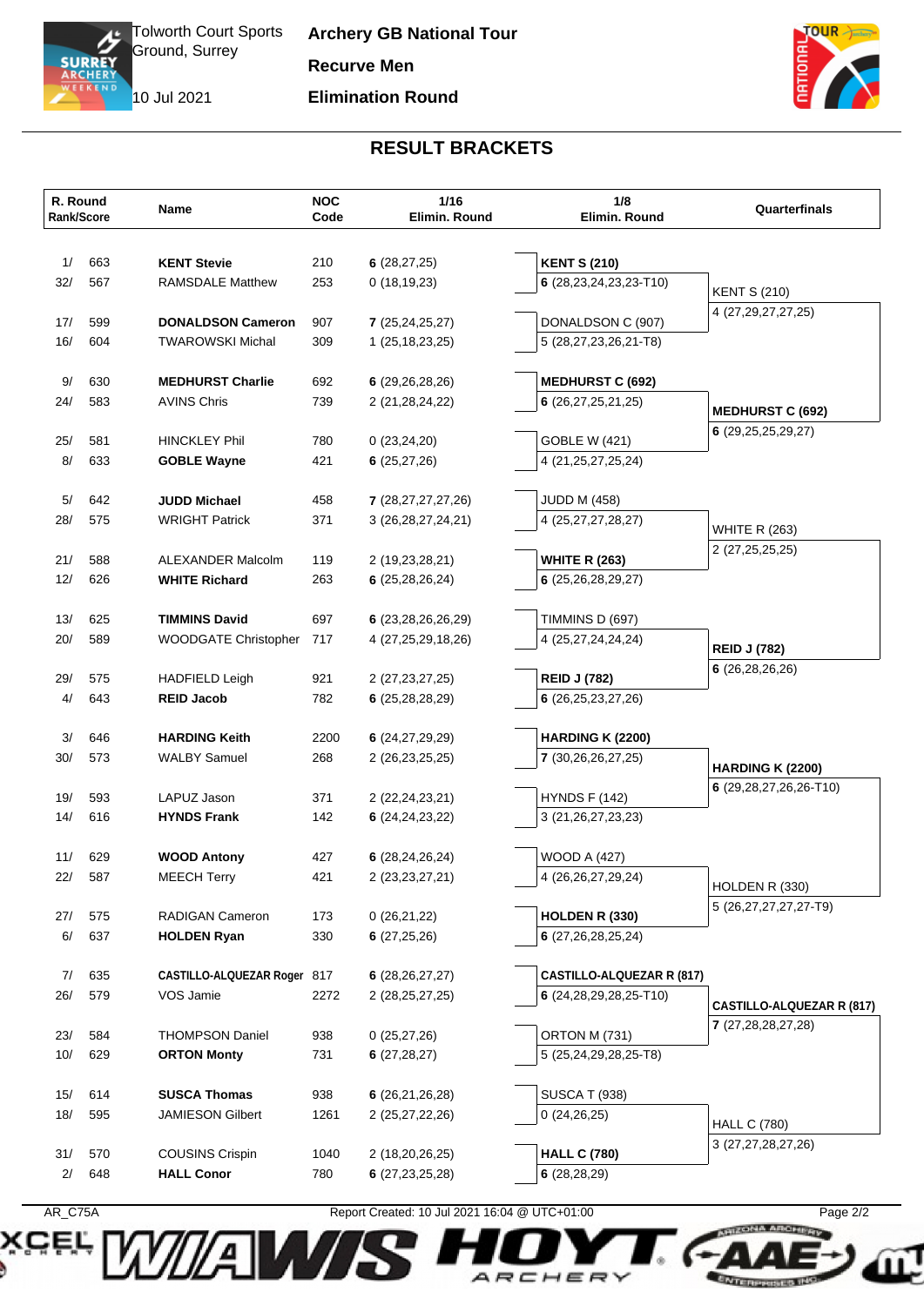Tolworth Court Sports Ground, Surrey

10 Jul 2021

# Archery GB National Tour

## Recurve Men

## Elimination Round

### RESULT BRACKETS

| R. Round Rank/Score | | Name | NOC Code | 1/16 Elimin. Round | 1/8 Elimin. Round | Quarterfinals |
|---|---|---|---|---|---|---|
| 1/ | 663 | **KENT Stevie** | 210 | **6** (28,27,25) | **KENT S (210)** **6** (28,23,24,23,23-T10) | KENT S (210) 4 (27,29,27,27,25) |
| 32/ | 567 | RAMSDALE Matthew | 253 | 0 (18,19,23) | | |
| 17/ | 599 | **DONALDSON Cameron** | 907 | **7** (25,24,25,27) | DONALDSON C (907) 5 (28,27,23,26,21-T8) | |
| 16/ | 604 | TWAROWSKI Michal | 309 | 1 (25,18,23,25) | | |
| 9/ | 630 | **MEDHURST Charlie** | 692 | **6** (29,26,28,26) | **MEDHURST C (692)** **6** (26,27,25,21,25) | **MEDHURST C (692)** **6** (29,25,25,29,27) |
| 24/ | 583 | AVINS Chris | 739 | 2 (21,28,24,22) | | |
| 25/ | 581 | HINCKLEY Phil | 780 | 0 (23,24,20) | GOBLE W (421) 4 (21,25,27,25,24) | |
| 8/ | 633 | **GOBLE Wayne** | 421 | **6** (25,27,26) | | |
| 5/ | 642 | **JUDD Michael** | 458 | **7** (28,27,27,27,26) | JUDD M (458) 4 (25,27,27,28,27) | WHITE R (263) 2 (27,25,25,25) |
| 28/ | 575 | WRIGHT Patrick | 371 | 3 (26,28,27,24,21) | | |
| 21/ | 588 | ALEXANDER Malcolm | 119 | 2 (19,23,28,21) | **WHITE R (263)** **6** (25,26,28,29,27) | |
| 12/ | 626 | **WHITE Richard** | 263 | **6** (25,28,26,24) | | |
| 13/ | 625 | **TIMMINS David** | 697 | **6** (23,28,26,26,29) | TIMMINS D (697) 4 (25,27,24,24,24) | **REID J (782)** **6** (26,28,26,26) |
| 20/ | 589 | WOODGATE Christopher | 717 | 4 (27,25,29,18,26) | | |
| 29/ | 575 | HADFIELD Leigh | 921 | 2 (27,23,27,25) | **REID J (782)** **6** (26,25,23,27,26) | |
| 4/ | 643 | **REID Jacob** | 782 | **6** (25,28,28,29) | | |
| 3/ | 646 | **HARDING Keith** | 2200 | **6** (24,27,29,29) | **HARDING K (2200)** **7** (30,26,26,27,25) | **HARDING K (2200)** **6** (29,28,27,26,26-T10) |
| 30/ | 573 | WALBY Samuel | 268 | 2 (26,23,25,25) | | |
| 19/ | 593 | LAPUZ Jason | 371 | 2 (22,24,23,21) | HYNDS F (142) 3 (21,26,27,23,23) | |
| 14/ | 616 | **HYNDS Frank** | 142 | **6** (24,24,23,22) | | |
| 11/ | 629 | **WOOD Antony** | 427 | **6** (28,24,26,24) | WOOD A (427) 4 (26,26,27,29,24) | HOLDEN R (330) 5 (26,27,27,27,27-T9) |
| 22/ | 587 | MEECH Terry | 421 | 2 (23,23,27,21) | | |
| 27/ | 575 | RADIGAN Cameron | 173 | 0 (26,21,22) | **HOLDEN R (330)** **6** (27,26,28,25,24) | |
| 6/ | 637 | **HOLDEN Ryan** | 330 | **6** (27,25,26) | | |
| 7/ | 635 | **CASTILLO-ALQUEZAR Roger** | 817 | **6** (28,26,27,27) | **CASTILLO-ALQUEZAR R (817)** **6** (24,28,29,28,25-T10) | **CASTILLO-ALQUEZAR R (817)** **7** (27,28,28,27,28) |
| 26/ | 579 | VOS Jamie | 2272 | 2 (28,25,27,25) | | |
| 23/ | 584 | THOMPSON Daniel | 938 | 0 (25,27,26) | ORTON M (731) 5 (25,24,29,28,25-T8) | |
| 10/ | 629 | **ORTON Monty** | 731 | **6** (27,28,27) | | |
| 15/ | 614 | **SUSCA Thomas** | 938 | **6** (26,21,26,28) | SUSCA T (938) 0 (24,26,25) | HALL C (780) 3 (27,27,28,27,26) |
| 18/ | 595 | JAMIESON Gilbert | 1261 | 2 (25,27,22,26) | | |
| 31/ | 570 | COUSINS Crispin | 1040 | 2 (18,20,26,25) | **HALL C (780)** **6** (28,28,29) | |
| 2/ | 648 | **HALL Conor** | 780 | **6** (27,23,25,28) | | |

AR_C75A    Report Created: 10 Jul 2021 16:04 @ UTC+01:00